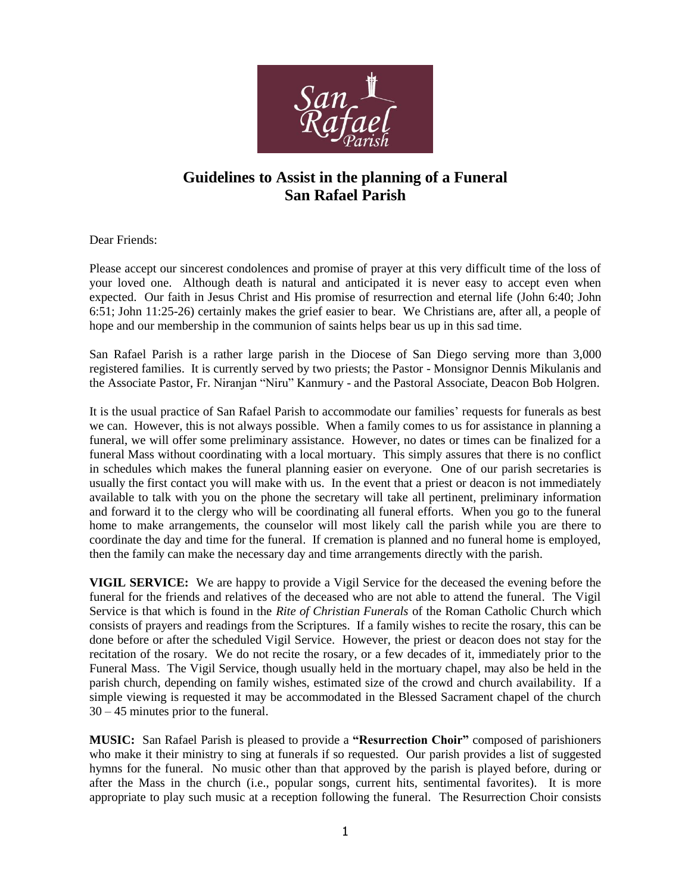# Guidelines to Assist in the planning of a Funeral
# San Rafael Parish

Dear Friends:

Please accept our sincerest condolences and promise of prayer at this very difficult time of the loss of your loved one. Although death is natural and anticipated it is never easy to accept even when expected. Our faith in Jesus Christ and His promise of resurrection and eternal life (John 6:40; John 6:51; John 11:25-26) certainly makes the grief easier to bear. We Christians are, after all, a people of hope and our membership in the communion of saints helps bear us up in this sad time.

San Rafael Parish is a rather large parish in the Diocese of San Diego serving more than 3,000 registered families. It is currently served by two priests; the Pastor - Monsignor Dennis Mikulanis and the Associate Pastor, Fr. Niranjan "Niru" Kanmury - and the Pastoral Associate, Deacon Bob Holgren.

It is the usual practice of San Rafael Parish to accommodate our families' requests for funerals as best we can. However, this is not always possible. When a family comes to us for assistance in planning a funeral, we will offer some preliminary assistance. However, no dates or times can be finalized for a funeral Mass without coordinating with a local mortuary. This simply assures that there is no conflict in schedules which makes the funeral planning easier on everyone. One of our parish secretaries is usually the first contact you will make with us. In the event that a priest or deacon is not immediately available to talk with you on the phone the secretary will take all pertinent, preliminary information and forward it to the clergy who will be coordinating all funeral efforts. When you go to the funeral home to make arrangements, the counselor will most likely call the parish while you are there to coordinate the day and time for the funeral. If cremation is planned and no funeral home is employed, then the family can make the necessary day and time arrangements directly with the parish.

**VIGIL SERVICE:** We are happy to provide a Vigil Service for the deceased the evening before the funeral for the friends and relatives of the deceased who are not able to attend the funeral. The Vigil Service is that which is found in the *Rite of Christian Funerals* of the Roman Catholic Church which consists of prayers and readings from the Scriptures. If a family wishes to recite the rosary, this can be done before or after the scheduled Vigil Service. However, the priest or deacon does not stay for the recitation of the rosary. We do not recite the rosary, or a few decades of it, immediately prior to the Funeral Mass. The Vigil Service, though usually held in the mortuary chapel, may also be held in the parish church, depending on family wishes, estimated size of the crowd and church availability. If a simple viewing is requested it may be accommodated in the Blessed Sacrament chapel of the church 30 – 45 minutes prior to the funeral.

**MUSIC:** San Rafael Parish is pleased to provide a **"Resurrection Choir"** composed of parishioners who make it their ministry to sing at funerals if so requested. Our parish provides a list of suggested hymns for the funeral. No music other than that approved by the parish is played before, during or after the Mass in the church (i.e., popular songs, current hits, sentimental favorites). It is more appropriate to play such music at a reception following the funeral. The Resurrection Choir consists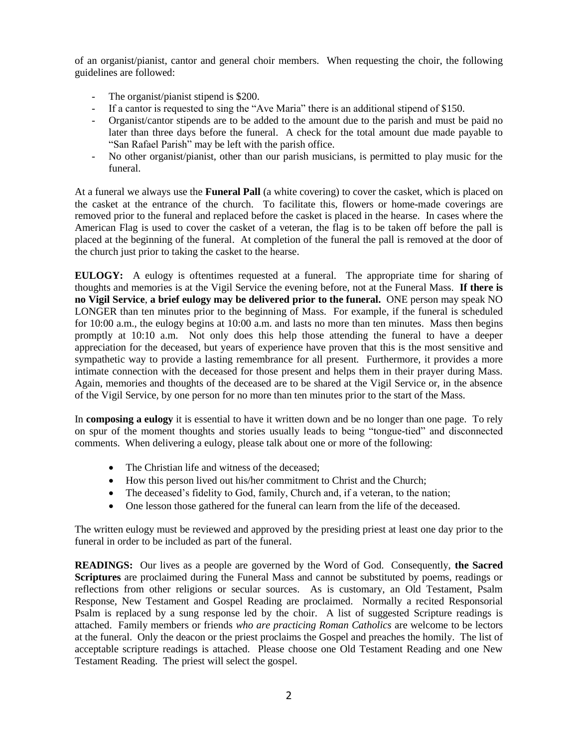of an organist/pianist, cantor and general choir members. When requesting the choir, the following guidelines are followed:

- The organist/pianist stipend is $200.
- If a cantor is requested to sing the "Ave Maria" there is an additional stipend of $150.
- Organist/cantor stipends are to be added to the amount due to the parish and must be paid no later than three days before the funeral. A check for the total amount due made payable to "San Rafael Parish" may be left with the parish office.
- No other organist/pianist, other than our parish musicians, is permitted to play music for the funeral.

At a funeral we always use the **Funeral Pall** (a white covering) to cover the casket, which is placed on the casket at the entrance of the church. To facilitate this, flowers or home-made coverings are removed prior to the funeral and replaced before the casket is placed in the hearse. In cases where the American Flag is used to cover the casket of a veteran, the flag is to be taken off before the pall is placed at the beginning of the funeral. At completion of the funeral the pall is removed at the door of the church just prior to taking the casket to the hearse.

**EULOGY:** A eulogy is oftentimes requested at a funeral. The appropriate time for sharing of thoughts and memories is at the Vigil Service the evening before, not at the Funeral Mass. **If there is no Vigil Service**, **a brief eulogy may be delivered prior to the funeral.** ONE person may speak NO LONGER than ten minutes prior to the beginning of Mass. For example, if the funeral is scheduled for 10:00 a.m., the eulogy begins at 10:00 a.m. and lasts no more than ten minutes. Mass then begins promptly at 10:10 a.m. Not only does this help those attending the funeral to have a deeper appreciation for the deceased, but years of experience have proven that this is the most sensitive and sympathetic way to provide a lasting remembrance for all present. Furthermore, it provides a more intimate connection with the deceased for those present and helps them in their prayer during Mass. Again, memories and thoughts of the deceased are to be shared at the Vigil Service or, in the absence of the Vigil Service, by one person for no more than ten minutes prior to the start of the Mass.

In **composing a eulogy** it is essential to have it written down and be no longer than one page. To rely on spur of the moment thoughts and stories usually leads to being "tongue-tied" and disconnected comments. When delivering a eulogy, please talk about one or more of the following:

- The Christian life and witness of the deceased;
- How this person lived out his/her commitment to Christ and the Church;
- The deceased's fidelity to God, family, Church and, if a veteran, to the nation;
- One lesson those gathered for the funeral can learn from the life of the deceased.

The written eulogy must be reviewed and approved by the presiding priest at least one day prior to the funeral in order to be included as part of the funeral.

**READINGS:** Our lives as a people are governed by the Word of God. Consequently, **the Sacred Scriptures** are proclaimed during the Funeral Mass and cannot be substituted by poems, readings or reflections from other religions or secular sources. As is customary, an Old Testament, Psalm Response, New Testament and Gospel Reading are proclaimed. Normally a recited Responsorial Psalm is replaced by a sung response led by the choir. A list of suggested Scripture readings is attached. Family members or friends *who are practicing Roman Catholics* are welcome to be lectors at the funeral. Only the deacon or the priest proclaims the Gospel and preaches the homily. The list of acceptable scripture readings is attached. Please choose one Old Testament Reading and one New Testament Reading. The priest will select the gospel.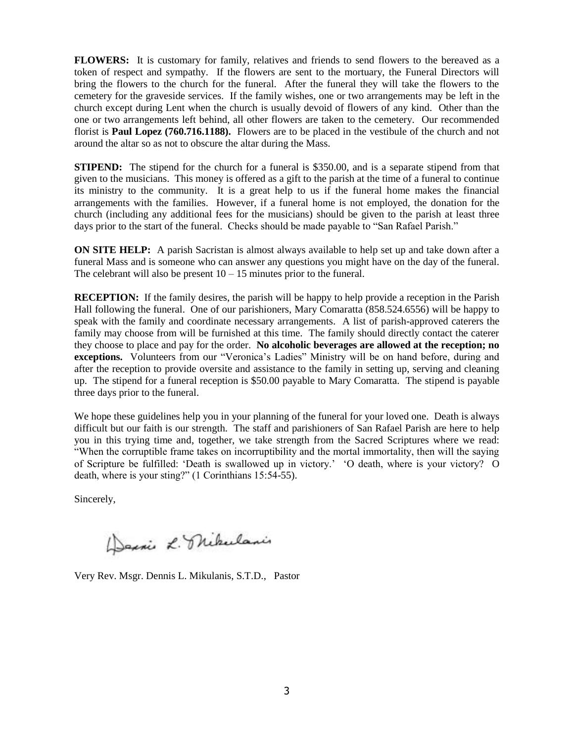**FLOWERS:** It is customary for family, relatives and friends to send flowers to the bereaved as a token of respect and sympathy. If the flowers are sent to the mortuary, the Funeral Directors will bring the flowers to the church for the funeral. After the funeral they will take the flowers to the cemetery for the graveside services. If the family wishes, one or two arrangements may be left in the church except during Lent when the church is usually devoid of flowers of any kind. Other than the one or two arrangements left behind, all other flowers are taken to the cemetery. Our recommended florist is **Paul Lopez (760.716.1188).** Flowers are to be placed in the vestibule of the church and not around the altar so as not to obscure the altar during the Mass.

**STIPEND:** The stipend for the church for a funeral is $350.00, and is a separate stipend from that given to the musicians. This money is offered as a gift to the parish at the time of a funeral to continue its ministry to the community. It is a great help to us if the funeral home makes the financial arrangements with the families. However, if a funeral home is not employed, the donation for the church (including any additional fees for the musicians) should be given to the parish at least three days prior to the start of the funeral. Checks should be made payable to "San Rafael Parish."

**ON SITE HELP:** A parish Sacristan is almost always available to help set up and take down after a funeral Mass and is someone who can answer any questions you might have on the day of the funeral. The celebrant will also be present 10 – 15 minutes prior to the funeral.

**RECEPTION:** If the family desires, the parish will be happy to help provide a reception in the Parish Hall following the funeral. One of our parishioners, Mary Comaratta (858.524.6556) will be happy to speak with the family and coordinate necessary arrangements. A list of parish-approved caterers the family may choose from will be furnished at this time. The family should directly contact the caterer they choose to place and pay for the order. **No alcoholic beverages are allowed at the reception; no exceptions.** Volunteers from our "Veronica's Ladies" Ministry will be on hand before, during and after the reception to provide oversite and assistance to the family in setting up, serving and cleaning up. The stipend for a funeral reception is $50.00 payable to Mary Comaratta. The stipend is payable three days prior to the funeral.

We hope these guidelines help you in your planning of the funeral for your loved one. Death is always difficult but our faith is our strength. The staff and parishioners of San Rafael Parish are here to help you in this trying time and, together, we take strength from the Sacred Scriptures where we read: "When the corruptible frame takes on incorruptibility and the mortal immortality, then will the saying of Scripture be fulfilled: 'Death is swallowed up in victory.' 'O death, where is your victory? O death, where is your sting?" (1 Corinthians 15:54-55).

Sincerely,

Dennis L. Mikulanis

Very Rev. Msgr. Dennis L. Mikulanis, S.T.D., Pastor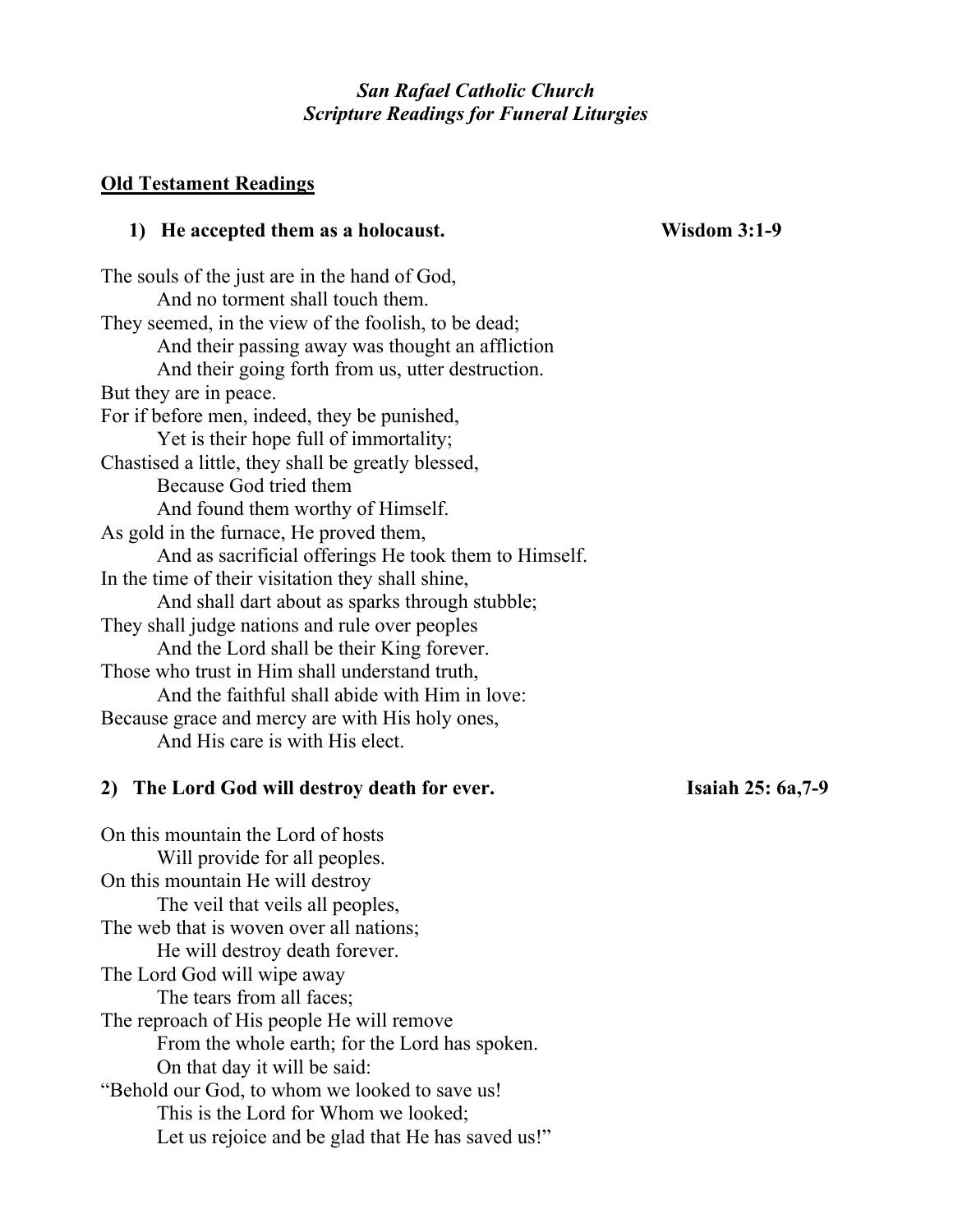***San Rafael Catholic Church***
***Scripture Readings for Funeral Liturgies***

## Old Testament Readings

### 1) He accepted them as a holocaust. — Wisdom 3:1-9

The souls of the just are in the hand of God,
And no torment shall touch them.
They seemed, in the view of the foolish, to be dead;
And their passing away was thought an affliction
And their going forth from us, utter destruction.
But they are in peace.
For if before men, indeed, they be punished,
Yet is their hope full of immortality;
Chastised a little, they shall be greatly blessed,
Because God tried them
And found them worthy of Himself.
As gold in the furnace, He proved them,
And as sacrificial offerings He took them to Himself.
In the time of their visitation they shall shine,
And shall dart about as sparks through stubble;
They shall judge nations and rule over peoples
And the Lord shall be their King forever.
Those who trust in Him shall understand truth,
And the faithful shall abide with Him in love:
Because grace and mercy are with His holy ones,
And His care is with His elect.

### 2) The Lord God will destroy death for ever. — Isaiah 25: 6a,7-9

On this mountain the Lord of hosts
Will provide for all peoples.
On this mountain He will destroy
The veil that veils all peoples,
The web that is woven over all nations;
He will destroy death forever.
The Lord God will wipe away
The tears from all faces;
The reproach of His people He will remove
From the whole earth; for the Lord has spoken.
On that day it will be said:
"Behold our God, to whom we looked to save us!
This is the Lord for Whom we looked;
Let us rejoice and be glad that He has saved us!"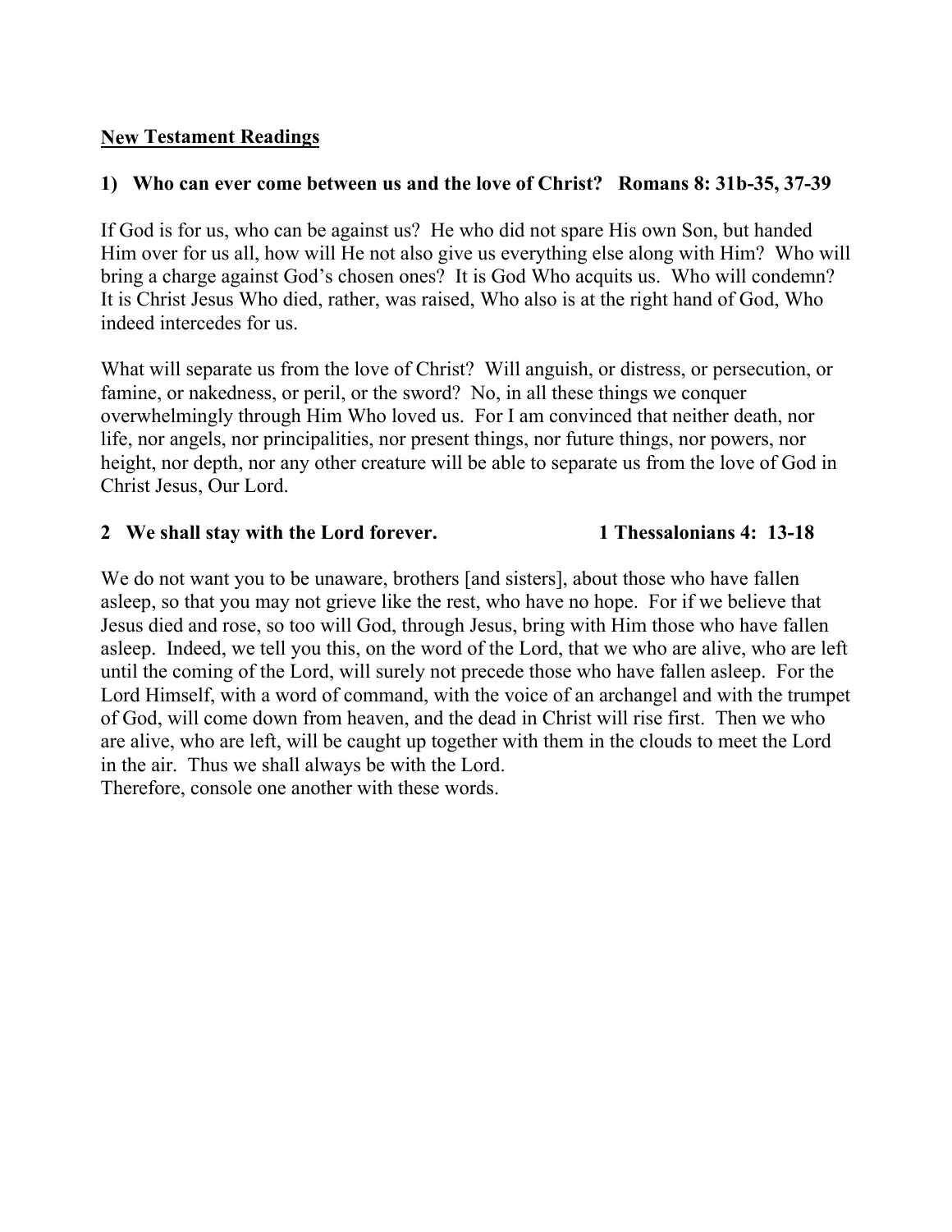## New Testament Readings

### 1) Who can ever come between us and the love of Christ? Romans 8: 31b-35, 37-39

If God is for us, who can be against us? He who did not spare His own Son, but handed Him over for us all, how will He not also give us everything else along with Him? Who will bring a charge against God's chosen ones? It is God Who acquits us. Who will condemn? It is Christ Jesus Who died, rather, was raised, Who also is at the right hand of God, Who indeed intercedes for us.

What will separate us from the love of Christ? Will anguish, or distress, or persecution, or famine, or nakedness, or peril, or the sword? No, in all these things we conquer overwhelmingly through Him Who loved us. For I am convinced that neither death, nor life, nor angels, nor principalities, nor present things, nor future things, nor powers, nor height, nor depth, nor any other creature will be able to separate us from the love of God in Christ Jesus, Our Lord.

### 2 We shall stay with the Lord forever. 1 Thessalonians 4: 13-18

We do not want you to be unaware, brothers [and sisters], about those who have fallen asleep, so that you may not grieve like the rest, who have no hope. For if we believe that Jesus died and rose, so too will God, through Jesus, bring with Him those who have fallen asleep. Indeed, we tell you this, on the word of the Lord, that we who are alive, who are left until the coming of the Lord, will surely not precede those who have fallen asleep. For the Lord Himself, with a word of command, with the voice of an archangel and with the trumpet of God, will come down from heaven, and the dead in Christ will rise first. Then we who are alive, who are left, will be caught up together with them in the clouds to meet the Lord in the air. Thus we shall always be with the Lord.
Therefore, console one another with these words.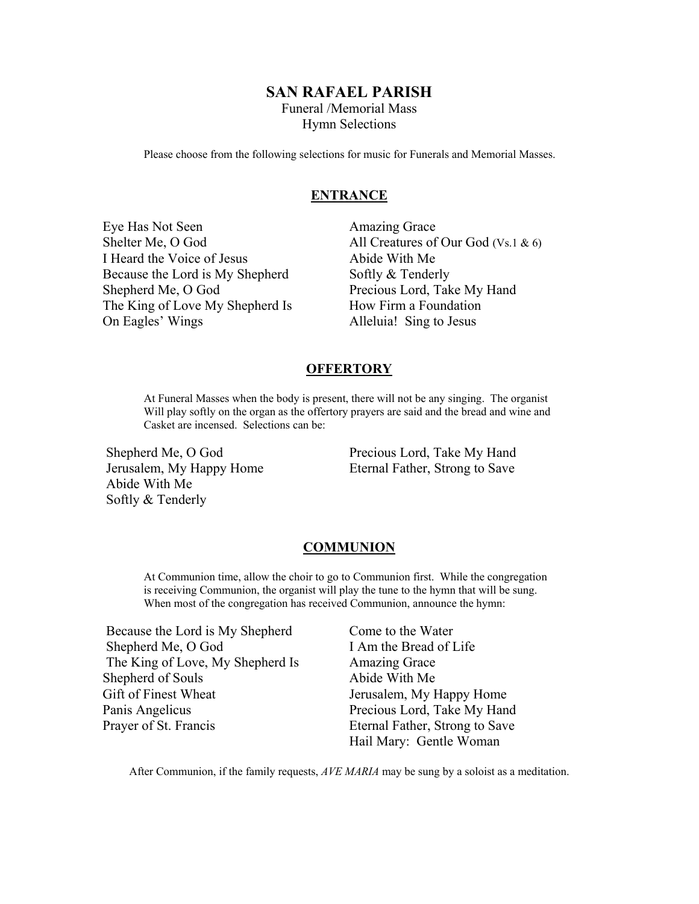# SAN RAFAEL PARISH

Funeral /Memorial Mass
Hymn Selections

Please choose from the following selections for music for Funerals and Memorial Masses.

## ENTRANCE

- Eye Has Not Seen
- Shelter Me, O God
- I Heard the Voice of Jesus
- Because the Lord is My Shepherd
- Shepherd Me, O God
- The King of Love My Shepherd Is
- On Eagles' Wings
- Amazing Grace
- All Creatures of Our God (Vs.1 & 6)
- Abide With Me
- Softly & Tenderly
- Precious Lord, Take My Hand
- How Firm a Foundation
- Alleluia! Sing to Jesus

## OFFERTORY

At Funeral Masses when the body is present, there will not be any singing. The organist Will play softly on the organ as the offertory prayers are said and the bread and wine and Casket are incensed. Selections can be:

- Shepherd Me, O God
- Jerusalem, My Happy Home
- Abide With Me
- Softly & Tenderly
- Precious Lord, Take My Hand
- Eternal Father, Strong to Save

## COMMUNION

At Communion time, allow the choir to go to Communion first. While the congregation is receiving Communion, the organist will play the tune to the hymn that will be sung. When most of the congregation has received Communion, announce the hymn:

- Because the Lord is My Shepherd
- Shepherd Me, O God
- The King of Love, My Shepherd Is
- Shepherd of Souls
- Gift of Finest Wheat
- Panis Angelicus
- Prayer of St. Francis
- Come to the Water
- I Am the Bread of Life
- Amazing Grace
- Abide With Me
- Jerusalem, My Happy Home
- Precious Lord, Take My Hand
- Eternal Father, Strong to Save
- Hail Mary: Gentle Woman

After Communion, if the family requests, *AVE MARIA* may be sung by a soloist as a meditation.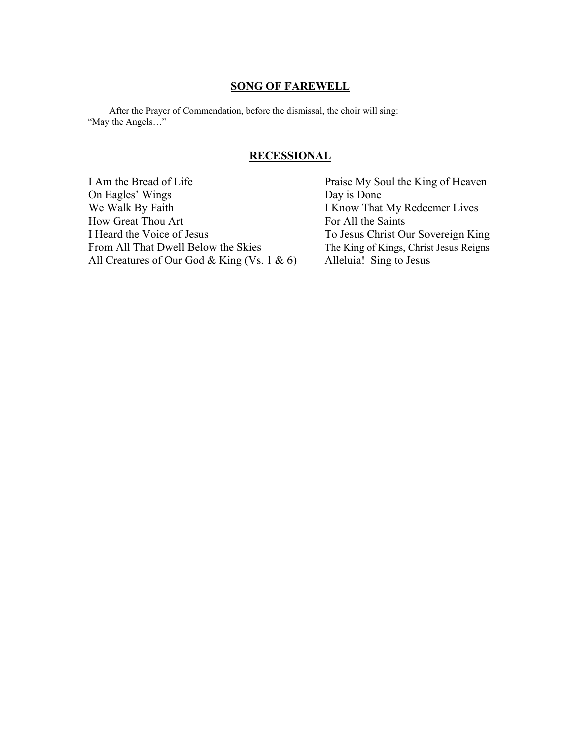## SONG OF FAREWELL

After the Prayer of Commendation, before the dismissal, the choir will sing: "May the Angels…"

## RECESSIONAL

I Am the Bread of Life
On Eagles' Wings
We Walk By Faith
How Great Thou Art
I Heard the Voice of Jesus
From All That Dwell Below the Skies
All Creatures of Our God & King (Vs. 1 & 6)
Praise My Soul the King of Heaven
Day is Done
I Know That My Redeemer Lives
For All the Saints
To Jesus Christ Our Sovereign King
The King of Kings, Christ Jesus Reigns
Alleluia!  Sing to Jesus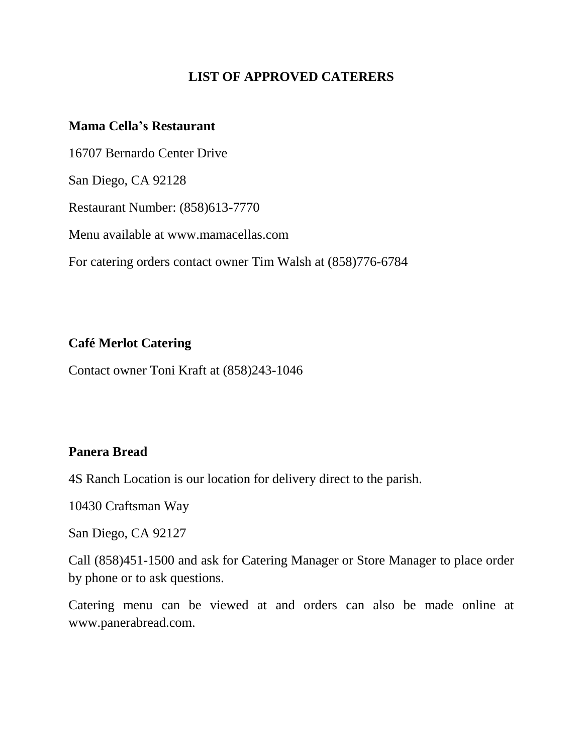# LIST OF APPROVED CATERERS

**Mama Cella's Restaurant**

16707 Bernardo Center Drive

San Diego, CA 92128

Restaurant Number: (858)613-7770

Menu available at www.mamacellas.com

For catering orders contact owner Tim Walsh at (858)776-6784

**Café Merlot Catering**

Contact owner Toni Kraft at (858)243-1046

**Panera Bread**

4S Ranch Location is our location for delivery direct to the parish.

10430 Craftsman Way

San Diego, CA 92127

Call (858)451-1500 and ask for Catering Manager or Store Manager to place order by phone or to ask questions.

Catering menu can be viewed at and orders can also be made online at www.panerabread.com.